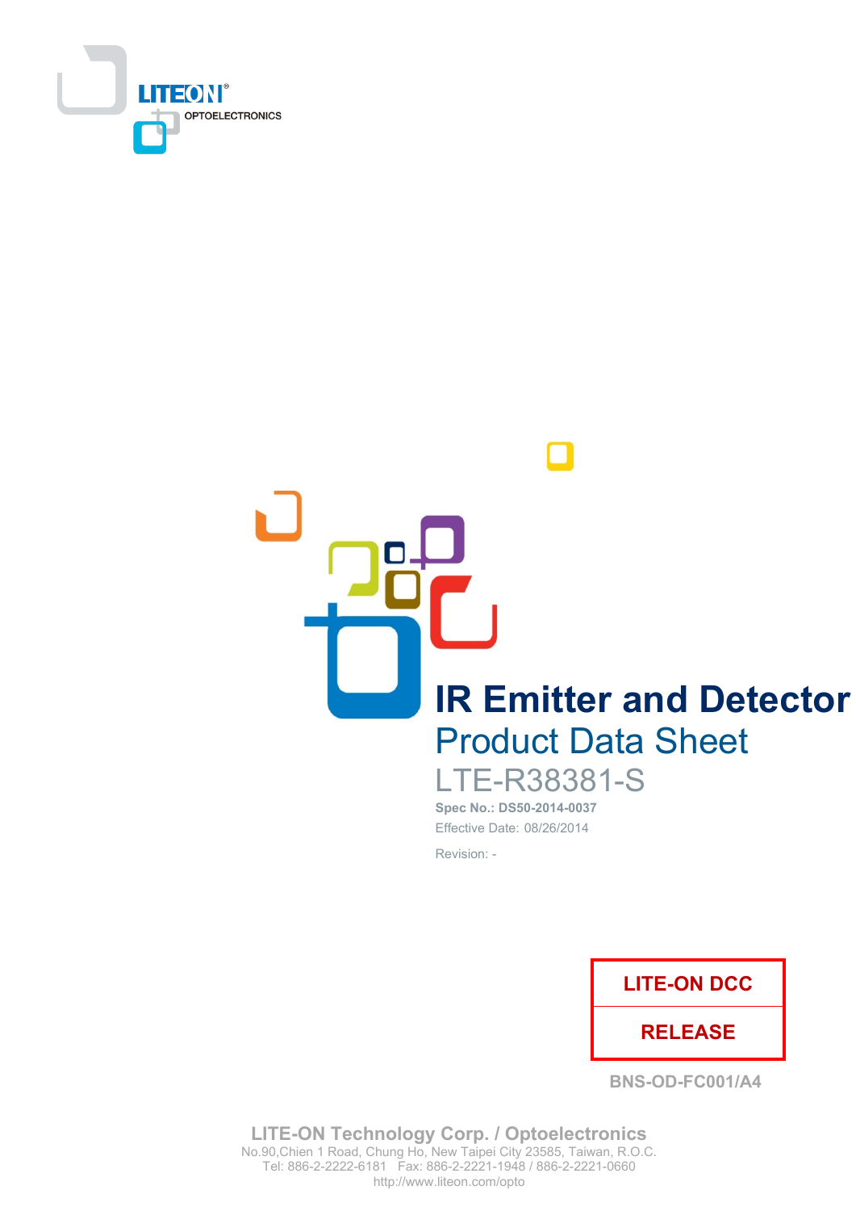LITEON OPTOELECTRONICS

# IR Emitter and Detector

## Product Data Sheet

LTE-R38381-S

**Spec No.: DS50-2014-0037**

Effective Date: 08/26/2014

Revision: -

| LITE-ON DCC |
| --- |
| RELEASE |

BNS-OD-FC001/A4

**LITE-ON Technology Corp. / Optoelectronics**

No.90,Chien 1 Road, Chung Ho, New Taipei City 23585, Taiwan, R.O.C.

Tel: 886-2-2222-6181 Fax: 886-2-2221-1948 / 886-2-2221-0660

http://www.liteon.com/opto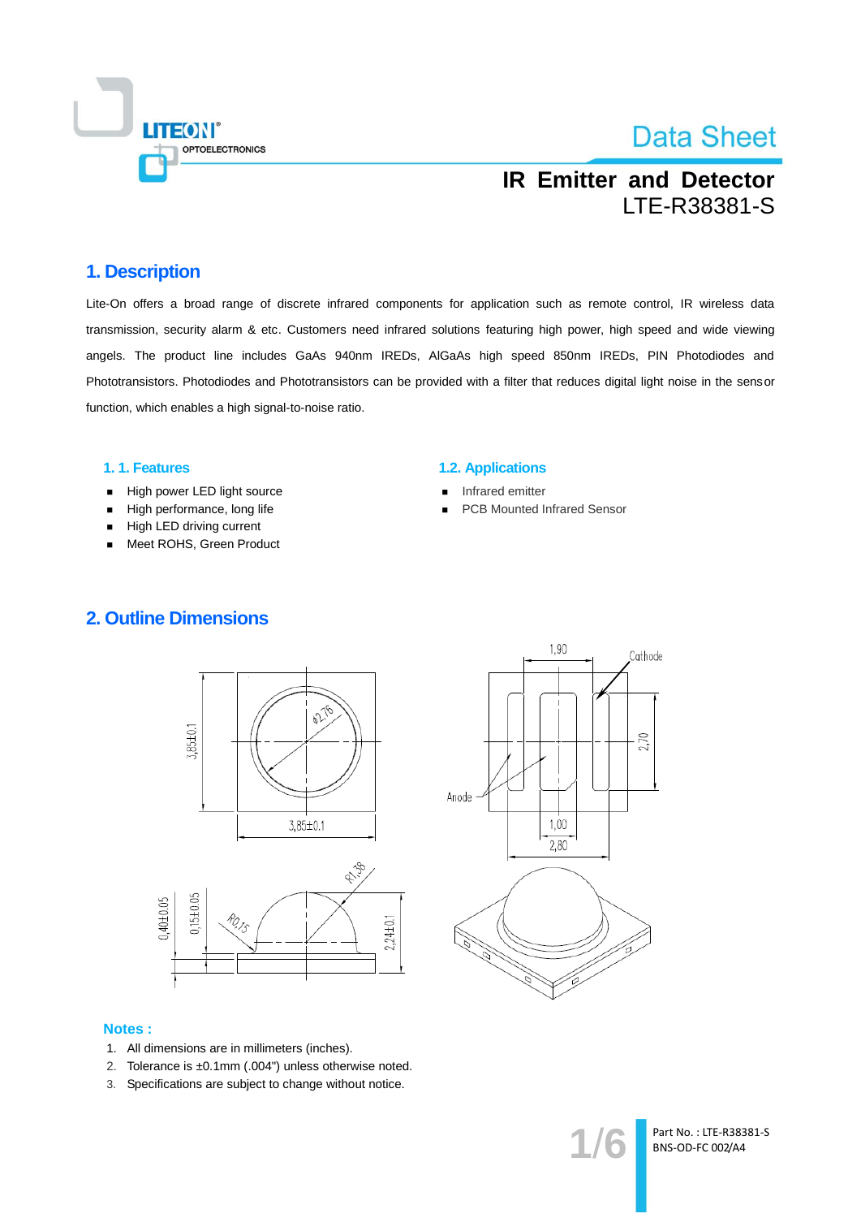# Data Sheet

## IR Emitter and Detector

## LTE-R38381-S

## 1. Description

Lite-On offers a broad range of discrete infrared components for application such as remote control, IR wireless data transmission, security alarm & etc. Customers need infrared solutions featuring high power, high speed and wide viewing angels. The product line includes GaAs 940nm IREDs, AlGaAs high speed 850nm IREDs, PIN Photodiodes and Phototransistors. Photodiodes and Phototransistors can be provided with a filter that reduces digital light noise in the sensor function, which enables a high signal-to-noise ratio.

### 1. 1. Features

- High power LED light source
- High performance, long life
- High LED driving current
- Meet ROHS, Green Product

### 1.2. Applications

- Infrared emitter
- PCB Mounted Infrared Sensor

## 2. Outline Dimensions

### Notes :

1. All dimensions are in millimeters (inches).
2. Tolerance is ±0.1mm (.004") unless otherwise noted.
3. Specifications are subject to change without notice.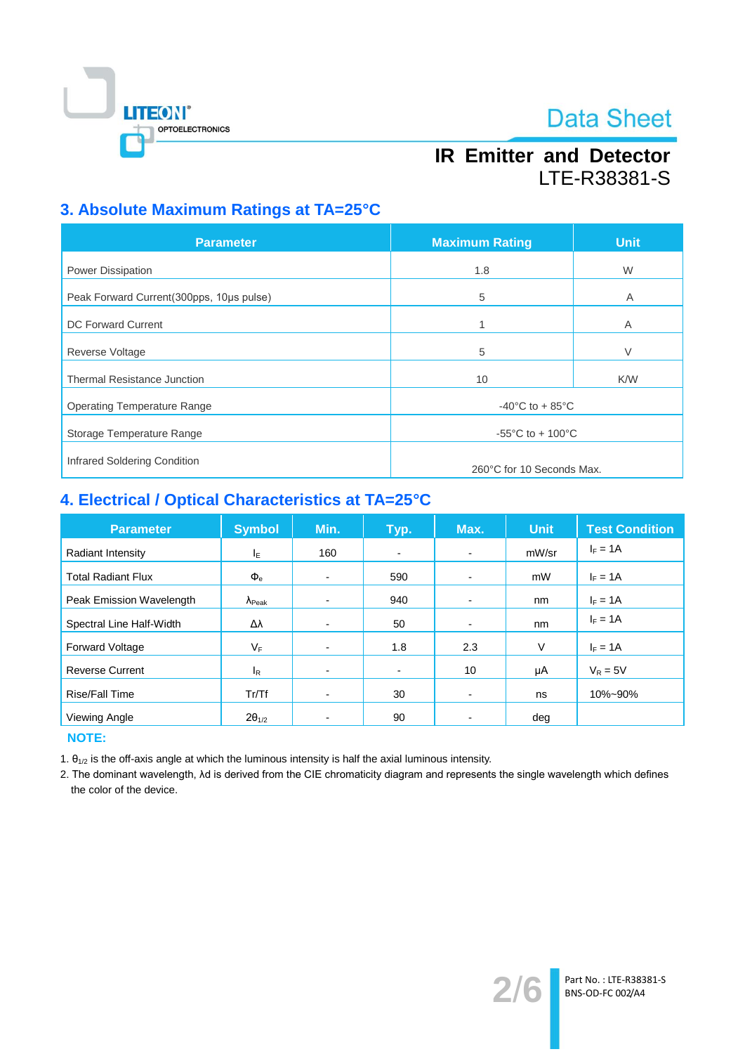## 3. Absolute Maximum Ratings at TA=25°C

| Parameter | Maximum Rating | Unit |
|---|---|---|
| Power Dissipation | 1.8 | W |
| Peak Forward Current(300pps, 10μs pulse) | 5 | A |
| DC Forward Current | 1 | A |
| Reverse Voltage | 5 | V |
| Thermal Resistance Junction | 10 | K/W |
| Operating Temperature Range | -40°C to + 85°C | |
| Storage Temperature Range | -55°C to + 100°C | |
| Infrared Soldering Condition | 260°C for 10 Seconds Max. | |

## 4. Electrical / Optical Characteristics at TA=25°C

| Parameter | Symbol | Min. | Typ. | Max. | Unit | Test Condition |
|---|---|---|---|---|---|---|
| Radiant Intensity | $I_E$ | 160 | - | - | mW/sr | $I_F$ = 1A |
| Total Radiant Flux | $\Phi_e$ | - | 590 | - | mW | $I_F$ = 1A |
| Peak Emission Wavelength | $\lambda_{Peak}$ | - | 940 | - | nm | $I_F$ = 1A |
| Spectral Line Half-Width | $\Delta\lambda$ | - | 50 | - | nm | $I_F$ = 1A |
| Forward Voltage | $V_F$ | - | 1.8 | 2.3 | V | $I_F$ = 1A |
| Reverse Current | $I_R$ | - | - | 10 | μA | $V_R$ = 5V |
| Rise/Fall Time | Tr/Tf | - | 30 | - | ns | 10%~90% |
| Viewing Angle | $2\theta_{1/2}$ | - | 90 | - | deg | |

**NOTE:**

1. $\theta_{1/2}$ is the off-axis angle at which the luminous intensity is half the axial luminous intensity.
2. The dominant wavelength, λd is derived from the CIE chromaticity diagram and represents the single wavelength which defines the color of the device.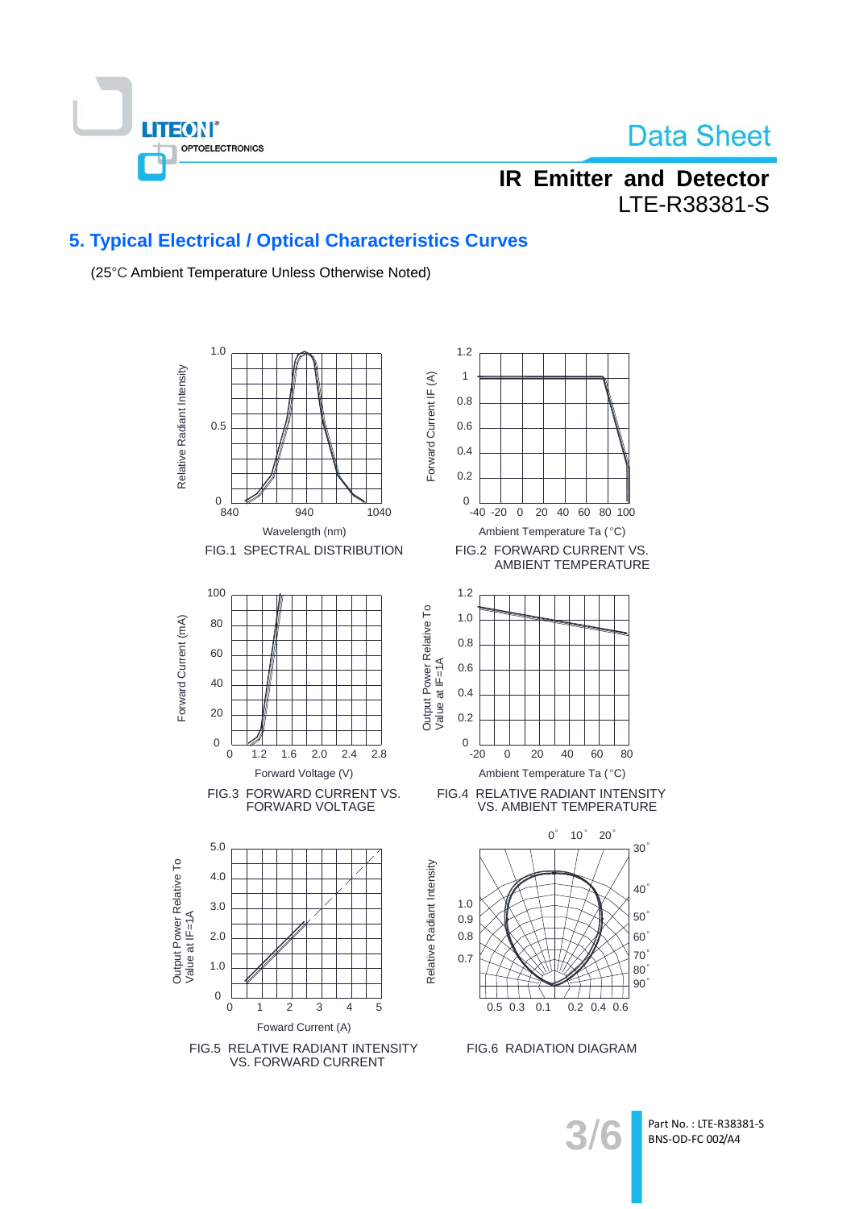## 5. Typical Electrical / Optical Characteristics Curves

(25°C Ambient Temperature Unless Otherwise Noted)

FIG.1 SPECTRAL DISTRIBUTION

FIG.2 FORWARD CURRENT VS. AMBIENT TEMPERATURE

FIG.3 FORWARD CURRENT VS. FORWARD VOLTAGE

FIG.4 RELATIVE RADIANT INTENSITY VS. AMBIENT TEMPERATURE

FIG.5 RELATIVE RADIANT INTENSITY VS. FORWARD CURRENT

FIG.6 RADIATION DIAGRAM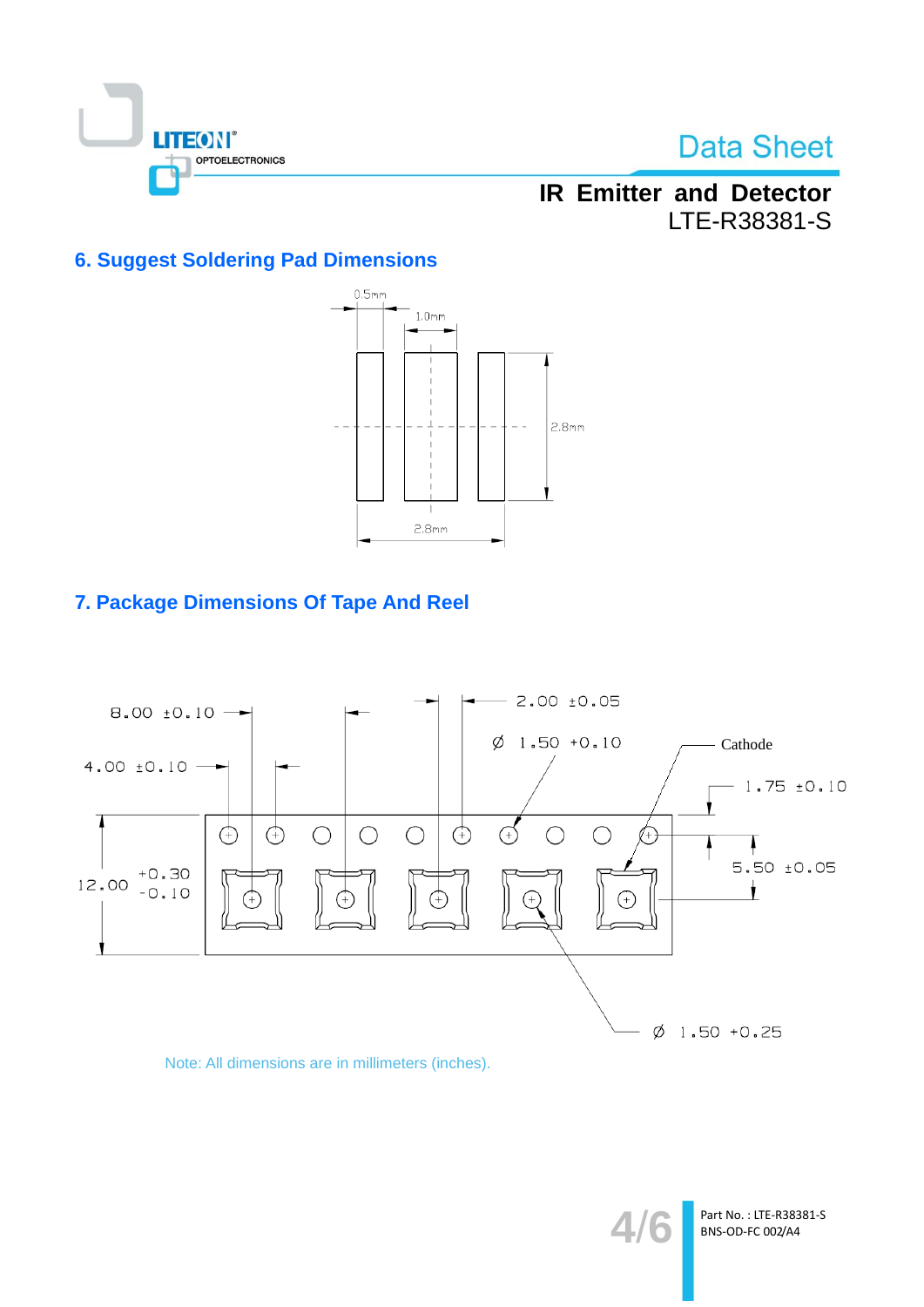## 6. Suggest Soldering Pad Dimensions

0.5mm

1.0mm

2.8mm

2.8mm

## 7. Package Dimensions Of Tape And Reel

8.00 ±0.10

4.00 ±0.10

2.00 ±0.05

Ø 1.50 +0.10

Cathode

1.75 ±0.10

12.00 +0.30 -0.10

5.50 ±0.05

Ø 1.50 +0.25

Note: All dimensions are in millimeters (inches).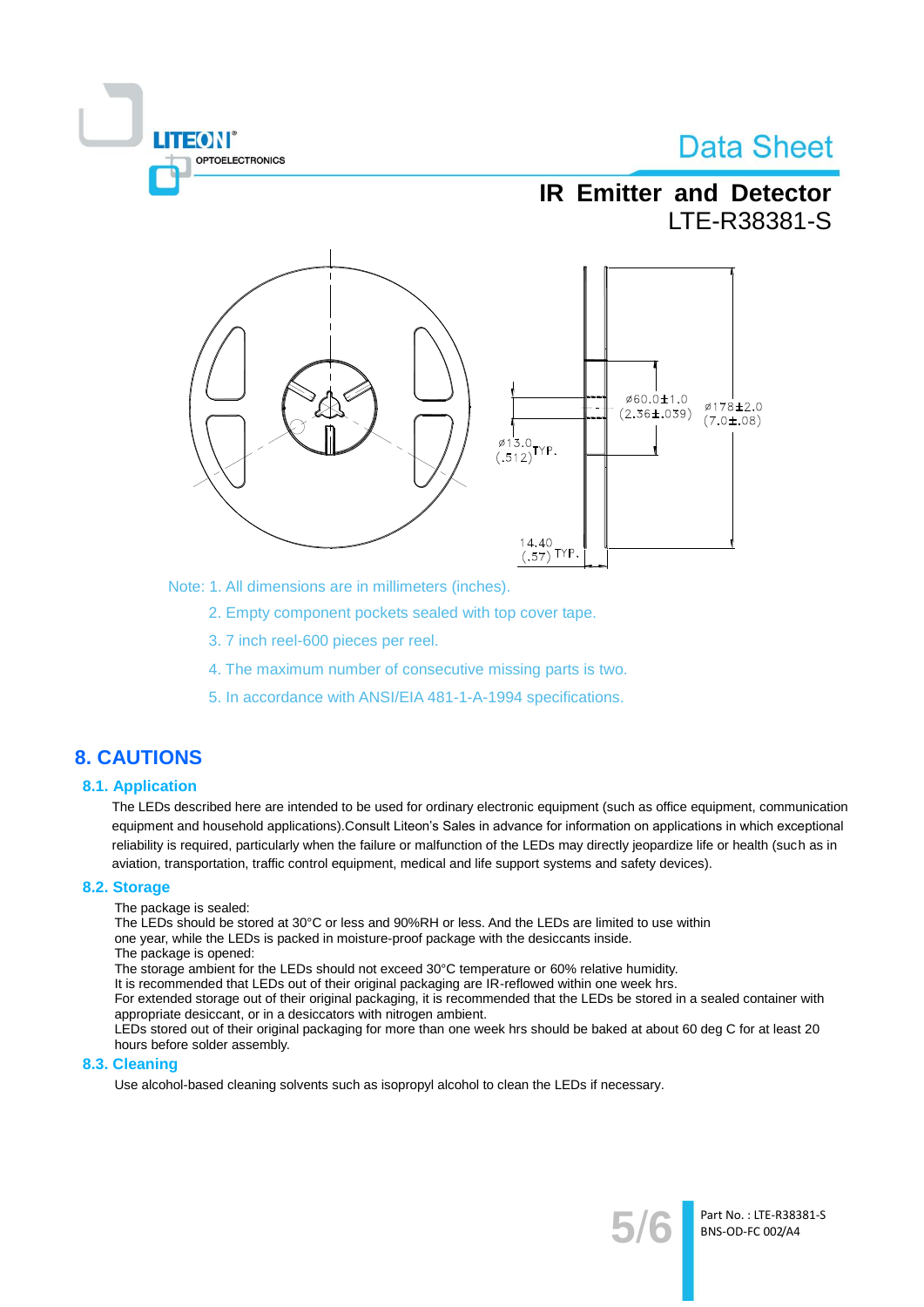Note: 1. All dimensions are in millimeters (inches).

2. Empty component pockets sealed with top cover tape.

3. 7 inch reel-600 pieces per reel.

4. The maximum number of consecutive missing parts is two.

5. In accordance with ANSI/EIA 481-1-A-1994 specifications.

# 8. CAUTIONS

## 8.1. Application

The LEDs described here are intended to be used for ordinary electronic equipment (such as office equipment, communication equipment and household applications).Consult Liteon's Sales in advance for information on applications in which exceptional reliability is required, particularly when the failure or malfunction of the LEDs may directly jeopardize life or health (such as in aviation, transportation, traffic control equipment, medical and life support systems and safety devices).

## 8.2. Storage

The package is sealed:
The LEDs should be stored at 30°C or less and 90%RH or less. And the LEDs are limited to use within one year, while the LEDs is packed in moisture-proof package with the desiccants inside.
The package is opened:
The storage ambient for the LEDs should not exceed 30°C temperature or 60% relative humidity.
It is recommended that LEDs out of their original packaging are IR-reflowed within one week hrs.
For extended storage out of their original packaging, it is recommended that the LEDs be stored in a sealed container with appropriate desiccant, or in a desiccators with nitrogen ambient.
LEDs stored out of their original packaging for more than one week hrs should be baked at about 60 deg C for at least 20 hours before solder assembly.

## 8.3. Cleaning

Use alcohol-based cleaning solvents such as isopropyl alcohol to clean the LEDs if necessary.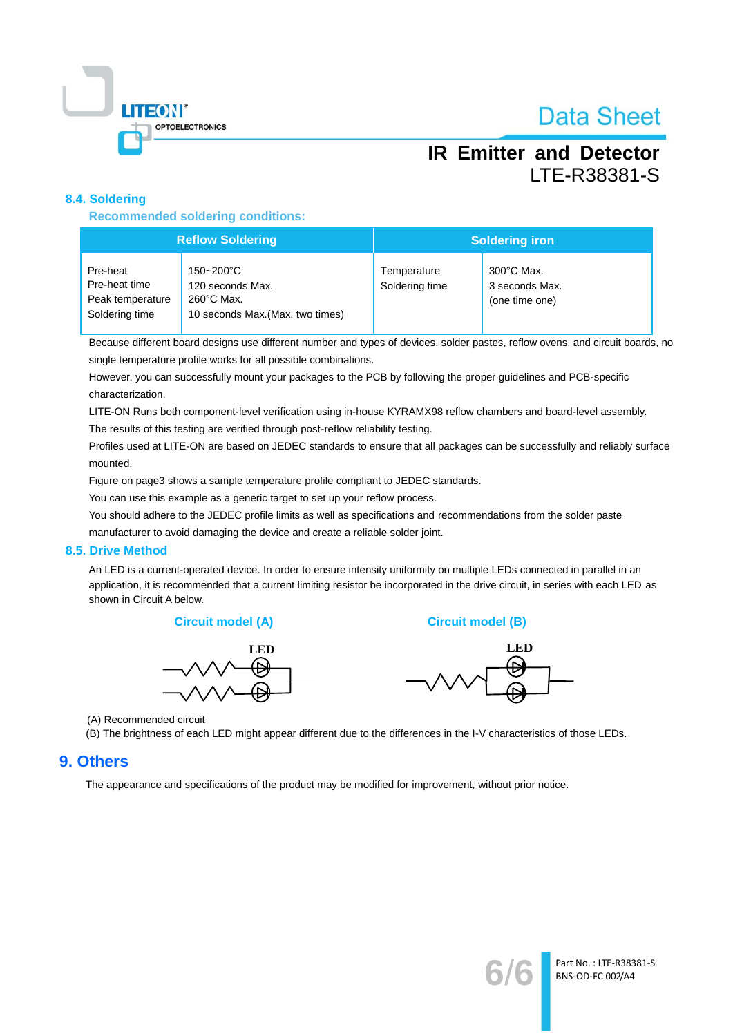### 8.4. Soldering

**Recommended soldering conditions:**

| Reflow Soldering | | Soldering iron | |
|---|---|---|---|
| Pre-heat<br>Pre-heat time<br>Peak temperature<br>Soldering time | 150~200°C<br>120 seconds Max.<br>260°C Max.<br>10 seconds Max.(Max. two times) | Temperature<br>Soldering time | 300°C Max.<br>3 seconds Max.<br>(one time one) |

Because different board designs use different number and types of devices, solder pastes, reflow ovens, and circuit boards, no single temperature profile works for all possible combinations.

However, you can successfully mount your packages to the PCB by following the proper guidelines and PCB-specific characterization.

LITE-ON Runs both component-level verification using in-house KYRAMX98 reflow chambers and board-level assembly. The results of this testing are verified through post-reflow reliability testing.

Profiles used at LITE-ON are based on JEDEC standards to ensure that all packages can be successfully and reliably surface mounted.

Figure on page3 shows a sample temperature profile compliant to JEDEC standards.

You can use this example as a generic target to set up your reflow process.

You should adhere to the JEDEC profile limits as well as specifications and recommendations from the solder paste manufacturer to avoid damaging the device and create a reliable solder joint.

### 8.5. Drive Method

An LED is a current-operated device. In order to ensure intensity uniformity on multiple LEDs connected in parallel in an application, it is recommended that a current limiting resistor be incorporated in the drive circuit, in series with each LED as shown in Circuit A below.

**Circuit model (A)**

LED

**Circuit model (B)**

LED

(A) Recommended circuit

(B) The brightness of each LED might appear different due to the differences in the I-V characteristics of those LEDs.

## 9. Others

The appearance and specifications of the product may be modified for improvement, without prior notice.